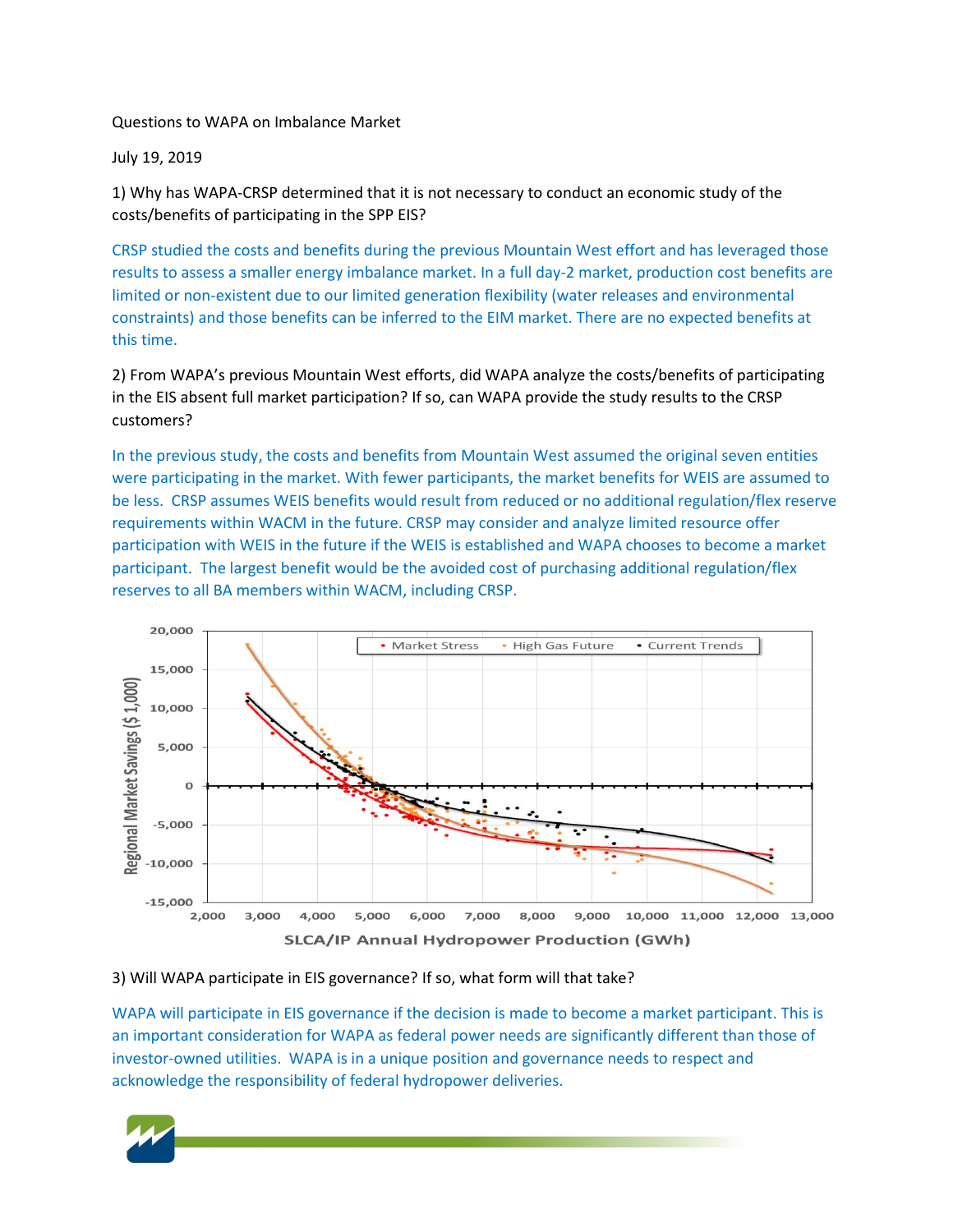Questions to WAPA on Imbalance Market

July 19, 2019

1) Why has WAPA-CRSP determined that it is not necessary to conduct an economic study of the costs/benefits of participating in the SPP EIS?

CRSP studied the costs and benefits during the previous Mountain West effort and has leveraged those results to assess a smaller energy imbalance market. In a full day-2 market, production cost benefits are limited or non-existent due to our limited generation flexibility (water releases and environmental constraints) and those benefits can be inferred to the EIM market. There are no expected benefits at this time.

2) From WAPA's previous Mountain West efforts, did WAPA analyze the costs/benefits of participating in the EIS absent full market participation? If so, can WAPA provide the study results to the CRSP customers?

In the previous study, the costs and benefits from Mountain West assumed the original seven entities were participating in the market. With fewer participants, the market benefits for WEIS are assumed to be less. CRSP assumes WEIS benefits would result from reduced or no additional regulation/flex reserve requirements within WACM in the future. CRSP may consider and analyze limited resource offer participation with WEIS in the future if the WEIS is established and WAPA chooses to become a market participant. The largest benefit would be the avoided cost of purchasing additional regulation/flex reserves to all BA members within WACM, including CRSP.

Regional Market Savings ($ 1,000) vs. SLCA/IP Annual Hydropower Production (GWh) — Market Stress, High Gas Future, Current Trends

3) Will WAPA participate in EIS governance? If so, what form will that take?

WAPA will participate in EIS governance if the decision is made to become a market participant. This is an important consideration for WAPA as federal power needs are significantly different than those of investor-owned utilities. WAPA is in a unique position and governance needs to respect and acknowledge the responsibility of federal hydropower deliveries.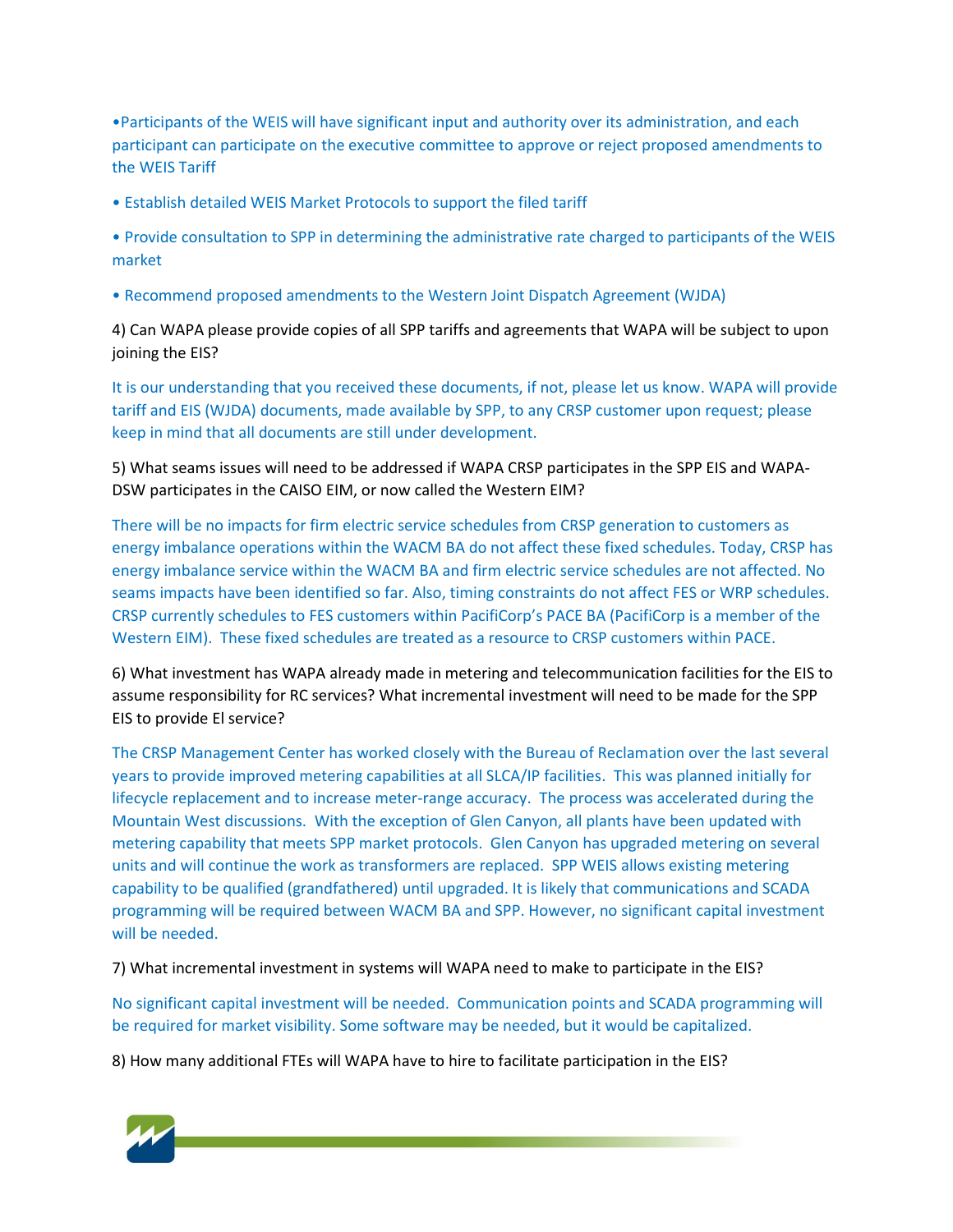•Participants of the WEIS will have significant input and authority over its administration, and each participant can participate on the executive committee to approve or reject proposed amendments to the WEIS Tariff

• Establish detailed WEIS Market Protocols to support the filed tariff

• Provide consultation to SPP in determining the administrative rate charged to participants of the WEIS market

• Recommend proposed amendments to the Western Joint Dispatch Agreement (WJDA)

4) Can WAPA please provide copies of all SPP tariffs and agreements that WAPA will be subject to upon joining the EIS?

It is our understanding that you received these documents, if not, please let us know. WAPA will provide tariff and EIS (WJDA) documents, made available by SPP, to any CRSP customer upon request; please keep in mind that all documents are still under development.

5) What seams issues will need to be addressed if WAPA CRSP participates in the SPP EIS and WAPA-DSW participates in the CAISO EIM, or now called the Western EIM?

There will be no impacts for firm electric service schedules from CRSP generation to customers as energy imbalance operations within the WACM BA do not affect these fixed schedules. Today, CRSP has energy imbalance service within the WACM BA and firm electric service schedules are not affected. No seams impacts have been identified so far. Also, timing constraints do not affect FES or WRP schedules. CRSP currently schedules to FES customers within PacifiCorp's PACE BA (PacifiCorp is a member of the Western EIM). These fixed schedules are treated as a resource to CRSP customers within PACE.

6) What investment has WAPA already made in metering and telecommunication facilities for the EIS to assume responsibility for RC services? What incremental investment will need to be made for the SPP EIS to provide EI service?

The CRSP Management Center has worked closely with the Bureau of Reclamation over the last several years to provide improved metering capabilities at all SLCA/IP facilities. This was planned initially for lifecycle replacement and to increase meter-range accuracy. The process was accelerated during the Mountain West discussions. With the exception of Glen Canyon, all plants have been updated with metering capability that meets SPP market protocols. Glen Canyon has upgraded metering on several units and will continue the work as transformers are replaced. SPP WEIS allows existing metering capability to be qualified (grandfathered) until upgraded. It is likely that communications and SCADA programming will be required between WACM BA and SPP. However, no significant capital investment will be needed.

7) What incremental investment in systems will WAPA need to make to participate in the EIS?

No significant capital investment will be needed. Communication points and SCADA programming will be required for market visibility. Some software may be needed, but it would be capitalized.

8) How many additional FTEs will WAPA have to hire to facilitate participation in the EIS?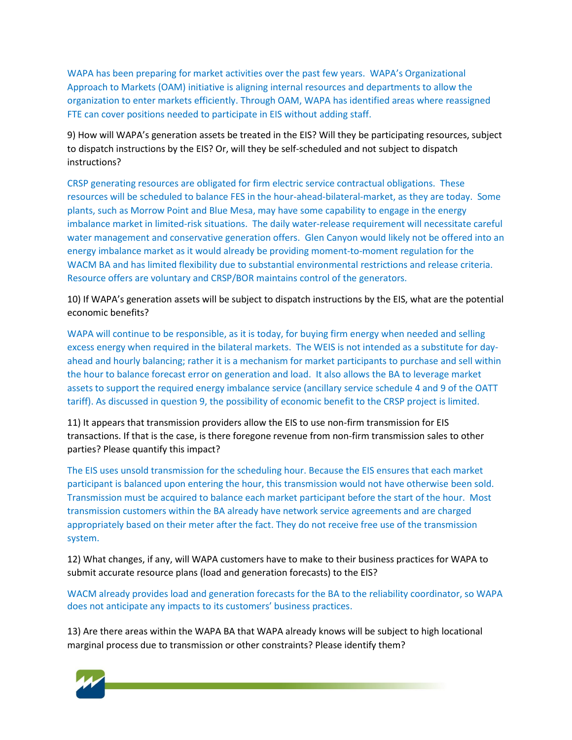WAPA has been preparing for market activities over the past few years. WAPA's Organizational Approach to Markets (OAM) initiative is aligning internal resources and departments to allow the organization to enter markets efficiently. Through OAM, WAPA has identified areas where reassigned FTE can cover positions needed to participate in EIS without adding staff.

9) How will WAPA's generation assets be treated in the EIS? Will they be participating resources, subject to dispatch instructions by the EIS? Or, will they be self-scheduled and not subject to dispatch instructions?

CRSP generating resources are obligated for firm electric service contractual obligations. These resources will be scheduled to balance FES in the hour-ahead-bilateral-market, as they are today. Some plants, such as Morrow Point and Blue Mesa, may have some capability to engage in the energy imbalance market in limited-risk situations. The daily water-release requirement will necessitate careful water management and conservative generation offers. Glen Canyon would likely not be offered into an energy imbalance market as it would already be providing moment-to-moment regulation for the WACM BA and has limited flexibility due to substantial environmental restrictions and release criteria. Resource offers are voluntary and CRSP/BOR maintains control of the generators.

10) If WAPA's generation assets will be subject to dispatch instructions by the EIS, what are the potential economic benefits?

WAPA will continue to be responsible, as it is today, for buying firm energy when needed and selling excess energy when required in the bilateral markets. The WEIS is not intended as a substitute for day-ahead and hourly balancing; rather it is a mechanism for market participants to purchase and sell within the hour to balance forecast error on generation and load. It also allows the BA to leverage market assets to support the required energy imbalance service (ancillary service schedule 4 and 9 of the OATT tariff). As discussed in question 9, the possibility of economic benefit to the CRSP project is limited.

11) It appears that transmission providers allow the EIS to use non-firm transmission for EIS transactions. If that is the case, is there foregone revenue from non-firm transmission sales to other parties? Please quantify this impact?

The EIS uses unsold transmission for the scheduling hour. Because the EIS ensures that each market participant is balanced upon entering the hour, this transmission would not have otherwise been sold. Transmission must be acquired to balance each market participant before the start of the hour. Most transmission customers within the BA already have network service agreements and are charged appropriately based on their meter after the fact. They do not receive free use of the transmission system.

12) What changes, if any, will WAPA customers have to make to their business practices for WAPA to submit accurate resource plans (load and generation forecasts) to the EIS?

WACM already provides load and generation forecasts for the BA to the reliability coordinator, so WAPA does not anticipate any impacts to its customers' business practices.

13) Are there areas within the WAPA BA that WAPA already knows will be subject to high locational marginal process due to transmission or other constraints? Please identify them?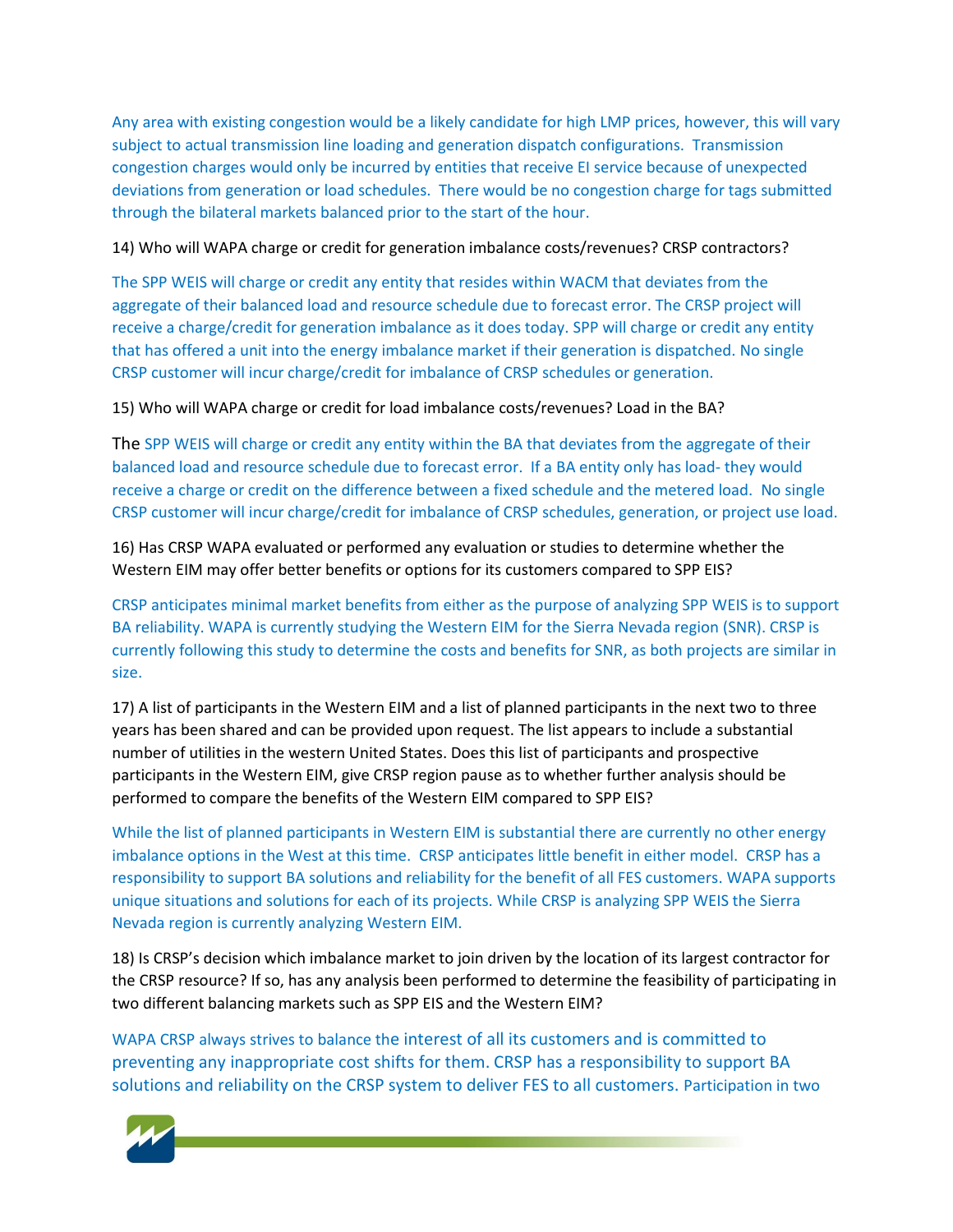Any area with existing congestion would be a likely candidate for high LMP prices, however, this will vary subject to actual transmission line loading and generation dispatch configurations. Transmission congestion charges would only be incurred by entities that receive EI service because of unexpected deviations from generation or load schedules. There would be no congestion charge for tags submitted through the bilateral markets balanced prior to the start of the hour.

14) Who will WAPA charge or credit for generation imbalance costs/revenues? CRSP contractors?

The SPP WEIS will charge or credit any entity that resides within WACM that deviates from the aggregate of their balanced load and resource schedule due to forecast error. The CRSP project will receive a charge/credit for generation imbalance as it does today. SPP will charge or credit any entity that has offered a unit into the energy imbalance market if their generation is dispatched. No single CRSP customer will incur charge/credit for imbalance of CRSP schedules or generation.

15) Who will WAPA charge or credit for load imbalance costs/revenues? Load in the BA?

The SPP WEIS will charge or credit any entity within the BA that deviates from the aggregate of their balanced load and resource schedule due to forecast error. If a BA entity only has load- they would receive a charge or credit on the difference between a fixed schedule and the metered load. No single CRSP customer will incur charge/credit for imbalance of CRSP schedules, generation, or project use load.

16) Has CRSP WAPA evaluated or performed any evaluation or studies to determine whether the Western EIM may offer better benefits or options for its customers compared to SPP EIS?

CRSP anticipates minimal market benefits from either as the purpose of analyzing SPP WEIS is to support BA reliability. WAPA is currently studying the Western EIM for the Sierra Nevada region (SNR). CRSP is currently following this study to determine the costs and benefits for SNR, as both projects are similar in size.

17) A list of participants in the Western EIM and a list of planned participants in the next two to three years has been shared and can be provided upon request. The list appears to include a substantial number of utilities in the western United States. Does this list of participants and prospective participants in the Western EIM, give CRSP region pause as to whether further analysis should be performed to compare the benefits of the Western EIM compared to SPP EIS?

While the list of planned participants in Western EIM is substantial there are currently no other energy imbalance options in the West at this time. CRSP anticipates little benefit in either model. CRSP has a responsibility to support BA solutions and reliability for the benefit of all FES customers. WAPA supports unique situations and solutions for each of its projects. While CRSP is analyzing SPP WEIS the Sierra Nevada region is currently analyzing Western EIM.

18) Is CRSP's decision which imbalance market to join driven by the location of its largest contractor for the CRSP resource? If so, has any analysis been performed to determine the feasibility of participating in two different balancing markets such as SPP EIS and the Western EIM?

WAPA CRSP always strives to balance the interest of all its customers and is committed to preventing any inappropriate cost shifts for them. CRSP has a responsibility to support BA solutions and reliability on the CRSP system to deliver FES to all customers. Participation in two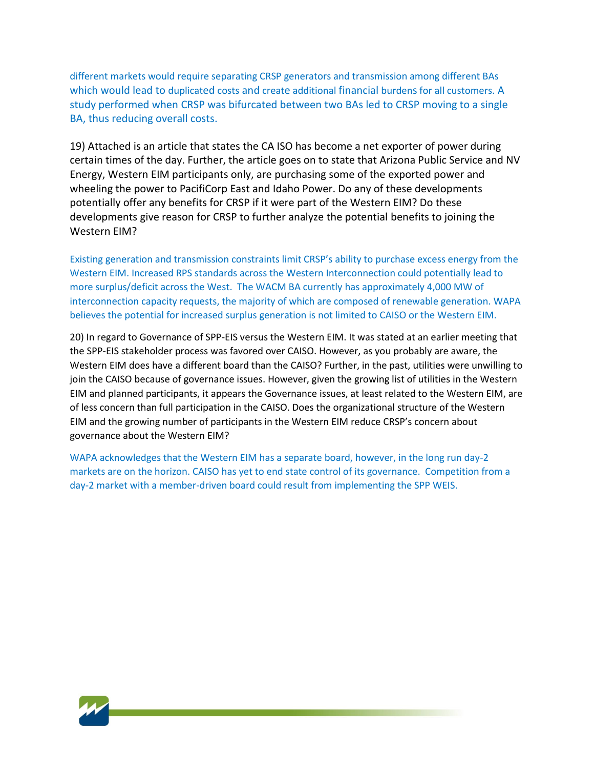different markets would require separating CRSP generators and transmission among different BAs which would lead to duplicated costs and create additional financial burdens for all customers. A study performed when CRSP was bifurcated between two BAs led to CRSP moving to a single BA, thus reducing overall costs.

19) Attached is an article that states the CA ISO has become a net exporter of power during certain times of the day. Further, the article goes on to state that Arizona Public Service and NV Energy, Western EIM participants only, are purchasing some of the exported power and wheeling the power to PacifiCorp East and Idaho Power. Do any of these developments potentially offer any benefits for CRSP if it were part of the Western EIM? Do these developments give reason for CRSP to further analyze the potential benefits to joining the Western EIM?

Existing generation and transmission constraints limit CRSP's ability to purchase excess energy from the Western EIM. Increased RPS standards across the Western Interconnection could potentially lead to more surplus/deficit across the West. The WACM BA currently has approximately 4,000 MW of interconnection capacity requests, the majority of which are composed of renewable generation. WAPA believes the potential for increased surplus generation is not limited to CAISO or the Western EIM.

20) In regard to Governance of SPP-EIS versus the Western EIM. It was stated at an earlier meeting that the SPP-EIS stakeholder process was favored over CAISO. However, as you probably are aware, the Western EIM does have a different board than the CAISO? Further, in the past, utilities were unwilling to join the CAISO because of governance issues. However, given the growing list of utilities in the Western EIM and planned participants, it appears the Governance issues, at least related to the Western EIM, are of less concern than full participation in the CAISO. Does the organizational structure of the Western EIM and the growing number of participants in the Western EIM reduce CRSP's concern about governance about the Western EIM?

WAPA acknowledges that the Western EIM has a separate board, however, in the long run day-2 markets are on the horizon. CAISO has yet to end state control of its governance. Competition from a day-2 market with a member-driven board could result from implementing the SPP WEIS.